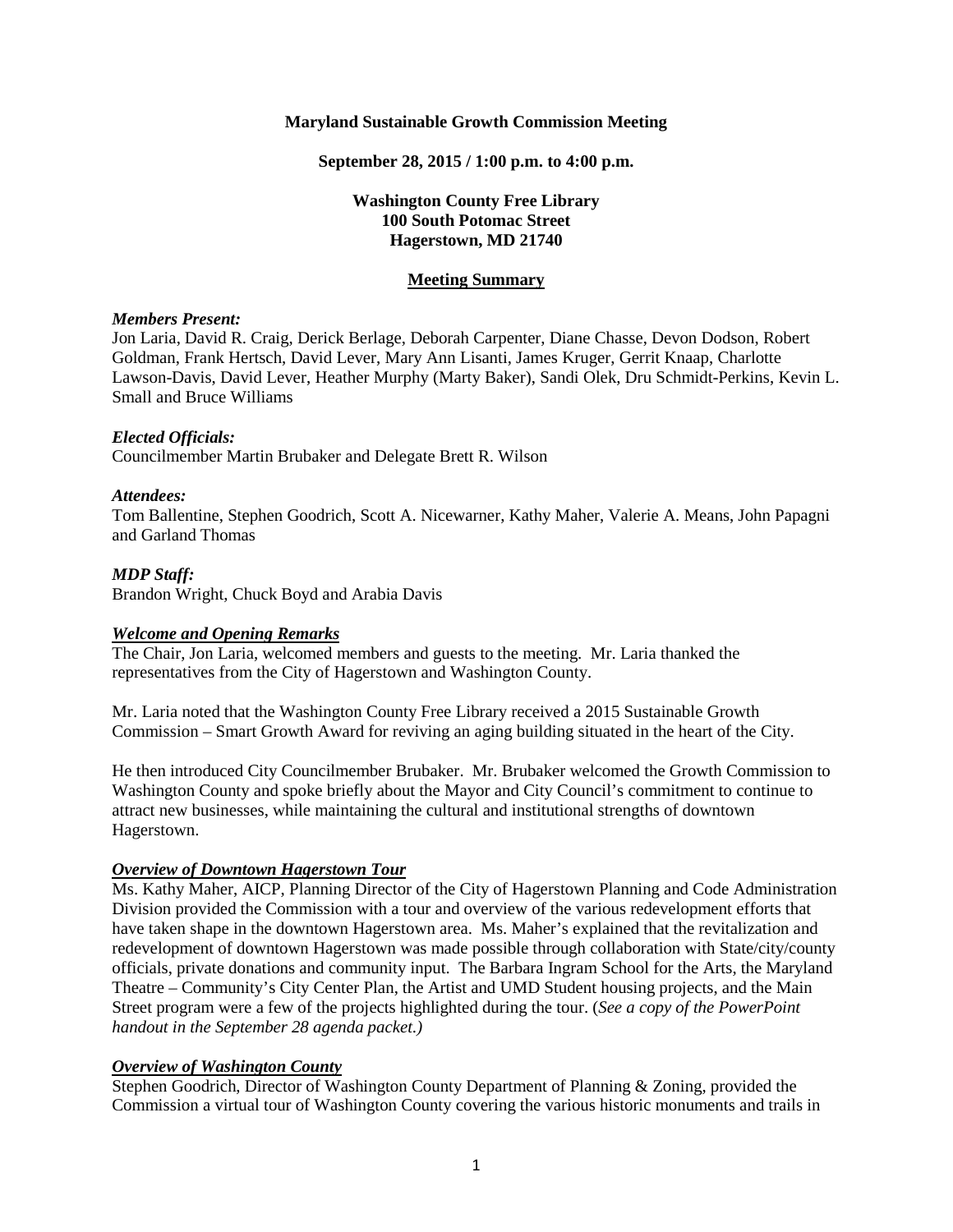**Maryland Sustainable Growth Commission Meeting**

**September 28, 2015 / 1:00 p.m. to 4:00 p.m.**

**Washington County Free Library**
**100 South Potomac Street**
**Hagerstown, MD 21740**

**Meeting Summary**

***Members Present:***
Jon Laria, David R. Craig, Derick Berlage, Deborah Carpenter, Diane Chasse, Devon Dodson, Robert Goldman, Frank Hertsch, David Lever, Mary Ann Lisanti, James Kruger, Gerrit Knaap, Charlotte Lawson-Davis, David Lever, Heather Murphy (Marty Baker), Sandi Olek, Dru Schmidt-Perkins, Kevin L. Small and Bruce Williams

***Elected Officials:***
Councilmember Martin Brubaker and Delegate Brett R. Wilson

***Attendees:***
Tom Ballentine, Stephen Goodrich, Scott A. Nicewarner, Kathy Maher, Valerie A. Means, John Papagni and Garland Thomas

***MDP Staff:***
Brandon Wright, Chuck Boyd and Arabia Davis

***Welcome and Opening Remarks***
The Chair, Jon Laria, welcomed members and guests to the meeting. Mr. Laria thanked the representatives from the City of Hagerstown and Washington County.

Mr. Laria noted that the Washington County Free Library received a 2015 Sustainable Growth Commission – Smart Growth Award for reviving an aging building situated in the heart of the City.

He then introduced City Councilmember Brubaker. Mr. Brubaker welcomed the Growth Commission to Washington County and spoke briefly about the Mayor and City Council's commitment to continue to attract new businesses, while maintaining the cultural and institutional strengths of downtown Hagerstown.

***Overview of Downtown Hagerstown Tour***
Ms. Kathy Maher, AICP, Planning Director of the City of Hagerstown Planning and Code Administration Division provided the Commission with a tour and overview of the various redevelopment efforts that have taken shape in the downtown Hagerstown area. Ms. Maher's explained that the revitalization and redevelopment of downtown Hagerstown was made possible through collaboration with State/city/county officials, private donations and community input. The Barbara Ingram School for the Arts, the Maryland Theatre – Community's City Center Plan, the Artist and UMD Student housing projects, and the Main Street program were a few of the projects highlighted during the tour. (*See a copy of the PowerPoint handout in the September 28 agenda packet.)*

***Overview of Washington County***
Stephen Goodrich, Director of Washington County Department of Planning & Zoning, provided the Commission a virtual tour of Washington County covering the various historic monuments and trails in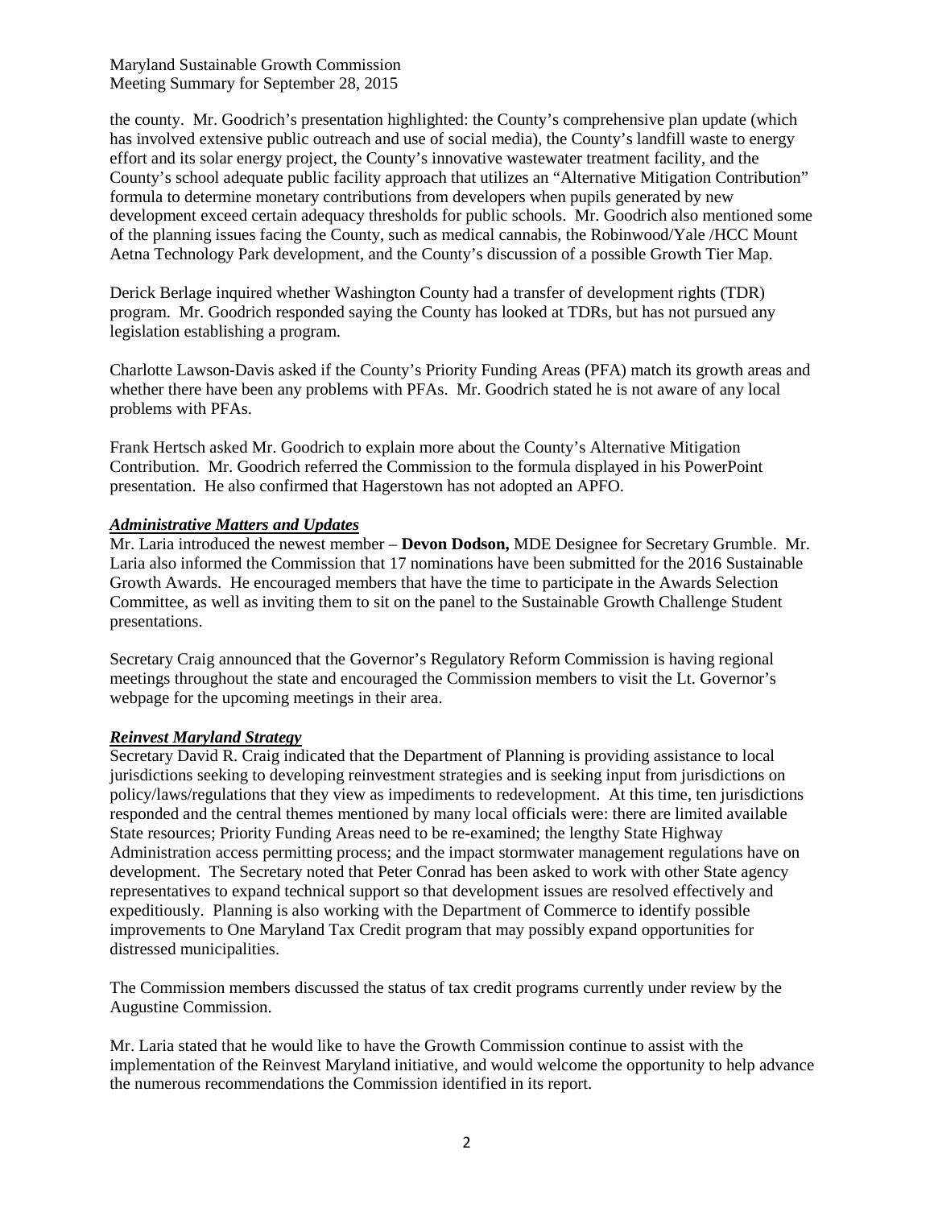the county. Mr. Goodrich's presentation highlighted: the County's comprehensive plan update (which has involved extensive public outreach and use of social media), the County's landfill waste to energy effort and its solar energy project, the County's innovative wastewater treatment facility, and the County's school adequate public facility approach that utilizes an "Alternative Mitigation Contribution" formula to determine monetary contributions from developers when pupils generated by new development exceed certain adequacy thresholds for public schools. Mr. Goodrich also mentioned some of the planning issues facing the County, such as medical cannabis, the Robinwood/Yale /HCC Mount Aetna Technology Park development, and the County's discussion of a possible Growth Tier Map.

Derick Berlage inquired whether Washington County had a transfer of development rights (TDR) program. Mr. Goodrich responded saying the County has looked at TDRs, but has not pursued any legislation establishing a program.

Charlotte Lawson-Davis asked if the County's Priority Funding Areas (PFA) match its growth areas and whether there have been any problems with PFAs. Mr. Goodrich stated he is not aware of any local problems with PFAs.

Frank Hertsch asked Mr. Goodrich to explain more about the County's Alternative Mitigation Contribution. Mr. Goodrich referred the Commission to the formula displayed in his PowerPoint presentation. He also confirmed that Hagerstown has not adopted an APFO.

***Administrative Matters and Updates***

Mr. Laria introduced the newest member – **Devon Dodson,** MDE Designee for Secretary Grumble. Mr. Laria also informed the Commission that 17 nominations have been submitted for the 2016 Sustainable Growth Awards. He encouraged members that have the time to participate in the Awards Selection Committee, as well as inviting them to sit on the panel to the Sustainable Growth Challenge Student presentations.

Secretary Craig announced that the Governor's Regulatory Reform Commission is having regional meetings throughout the state and encouraged the Commission members to visit the Lt. Governor's webpage for the upcoming meetings in their area.

***Reinvest Maryland Strategy***

Secretary David R. Craig indicated that the Department of Planning is providing assistance to local jurisdictions seeking to developing reinvestment strategies and is seeking input from jurisdictions on policy/laws/regulations that they view as impediments to redevelopment. At this time, ten jurisdictions responded and the central themes mentioned by many local officials were: there are limited available State resources; Priority Funding Areas need to be re-examined; the lengthy State Highway Administration access permitting process; and the impact stormwater management regulations have on development. The Secretary noted that Peter Conrad has been asked to work with other State agency representatives to expand technical support so that development issues are resolved effectively and expeditiously. Planning is also working with the Department of Commerce to identify possible improvements to One Maryland Tax Credit program that may possibly expand opportunities for distressed municipalities.

The Commission members discussed the status of tax credit programs currently under review by the Augustine Commission.

Mr. Laria stated that he would like to have the Growth Commission continue to assist with the implementation of the Reinvest Maryland initiative, and would welcome the opportunity to help advance the numerous recommendations the Commission identified in its report.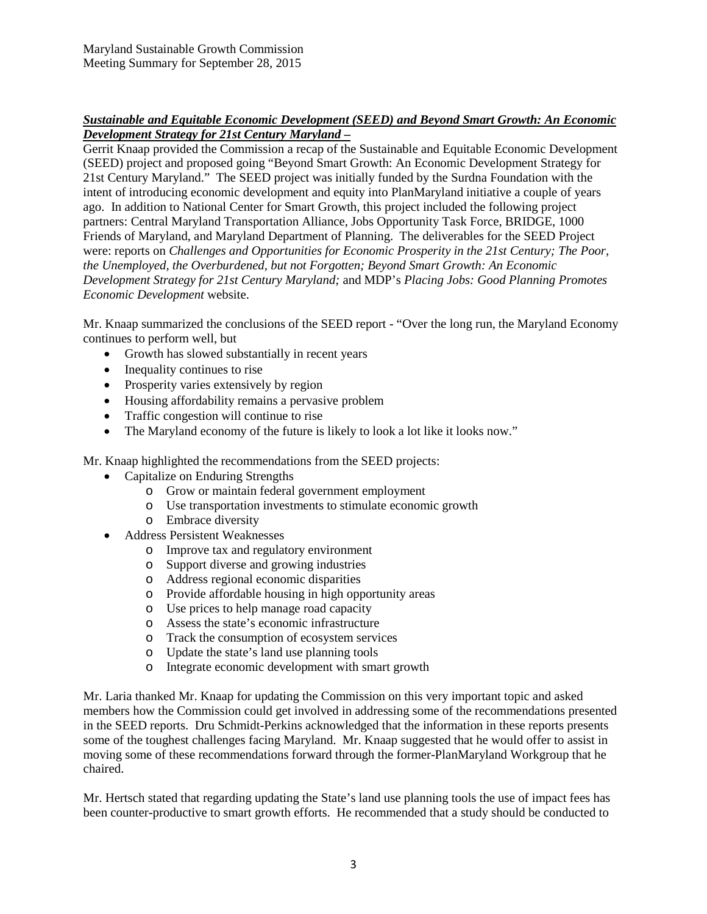***Sustainable and Equitable Economic Development (SEED) and Beyond Smart Growth: An Economic Development Strategy for 21st Century Maryland –***

Gerrit Knaap provided the Commission a recap of the Sustainable and Equitable Economic Development (SEED) project and proposed going "Beyond Smart Growth: An Economic Development Strategy for 21st Century Maryland." The SEED project was initially funded by the Surdna Foundation with the intent of introducing economic development and equity into PlanMaryland initiative a couple of years ago. In addition to National Center for Smart Growth, this project included the following project partners: Central Maryland Transportation Alliance, Jobs Opportunity Task Force, BRIDGE, 1000 Friends of Maryland, and Maryland Department of Planning. The deliverables for the SEED Project were: reports on *Challenges and Opportunities for Economic Prosperity in the 21st Century; The Poor, the Unemployed, the Overburdened, but not Forgotten; Beyond Smart Growth: An Economic Development Strategy for 21st Century Maryland;* and MDP's *Placing Jobs: Good Planning Promotes Economic Development* website.

Mr. Knaap summarized the conclusions of the SEED report - "Over the long run, the Maryland Economy continues to perform well, but

- Growth has slowed substantially in recent years
- Inequality continues to rise
- Prosperity varies extensively by region
- Housing affordability remains a pervasive problem
- Traffic congestion will continue to rise
- The Maryland economy of the future is likely to look a lot like it looks now."

Mr. Knaap highlighted the recommendations from the SEED projects:

- Capitalize on Enduring Strengths
    - Grow or maintain federal government employment
    - Use transportation investments to stimulate economic growth
    - Embrace diversity
- Address Persistent Weaknesses
    - Improve tax and regulatory environment
    - Support diverse and growing industries
    - Address regional economic disparities
    - Provide affordable housing in high opportunity areas
    - Use prices to help manage road capacity
    - Assess the state's economic infrastructure
    - Track the consumption of ecosystem services
    - Update the state's land use planning tools
    - Integrate economic development with smart growth

Mr. Laria thanked Mr. Knaap for updating the Commission on this very important topic and asked members how the Commission could get involved in addressing some of the recommendations presented in the SEED reports. Dru Schmidt-Perkins acknowledged that the information in these reports presents some of the toughest challenges facing Maryland. Mr. Knaap suggested that he would offer to assist in moving some of these recommendations forward through the former-PlanMaryland Workgroup that he chaired.

Mr. Hertsch stated that regarding updating the State's land use planning tools the use of impact fees has been counter-productive to smart growth efforts. He recommended that a study should be conducted to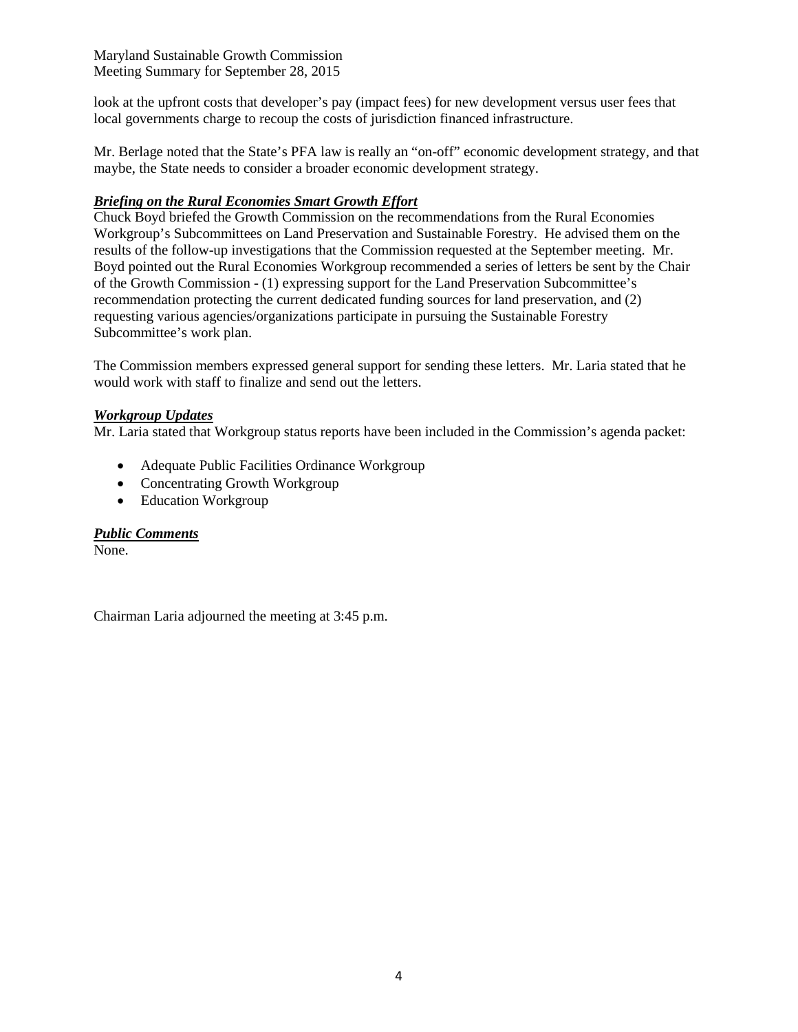look at the upfront costs that developer's pay (impact fees) for new development versus user fees that local governments charge to recoup the costs of jurisdiction financed infrastructure.

Mr. Berlage noted that the State's PFA law is really an "on-off" economic development strategy, and that maybe, the State needs to consider a broader economic development strategy.

***Briefing on the Rural Economies Smart Growth Effort***

Chuck Boyd briefed the Growth Commission on the recommendations from the Rural Economies Workgroup's Subcommittees on Land Preservation and Sustainable Forestry. He advised them on the results of the follow-up investigations that the Commission requested at the September meeting. Mr. Boyd pointed out the Rural Economies Workgroup recommended a series of letters be sent by the Chair of the Growth Commission - (1) expressing support for the Land Preservation Subcommittee's recommendation protecting the current dedicated funding sources for land preservation, and (2) requesting various agencies/organizations participate in pursuing the Sustainable Forestry Subcommittee's work plan.

The Commission members expressed general support for sending these letters. Mr. Laria stated that he would work with staff to finalize and send out the letters.

***Workgroup Updates***

Mr. Laria stated that Workgroup status reports have been included in the Commission's agenda packet:

- Adequate Public Facilities Ordinance Workgroup
- Concentrating Growth Workgroup
- Education Workgroup

***Public Comments***

None.

Chairman Laria adjourned the meeting at 3:45 p.m.